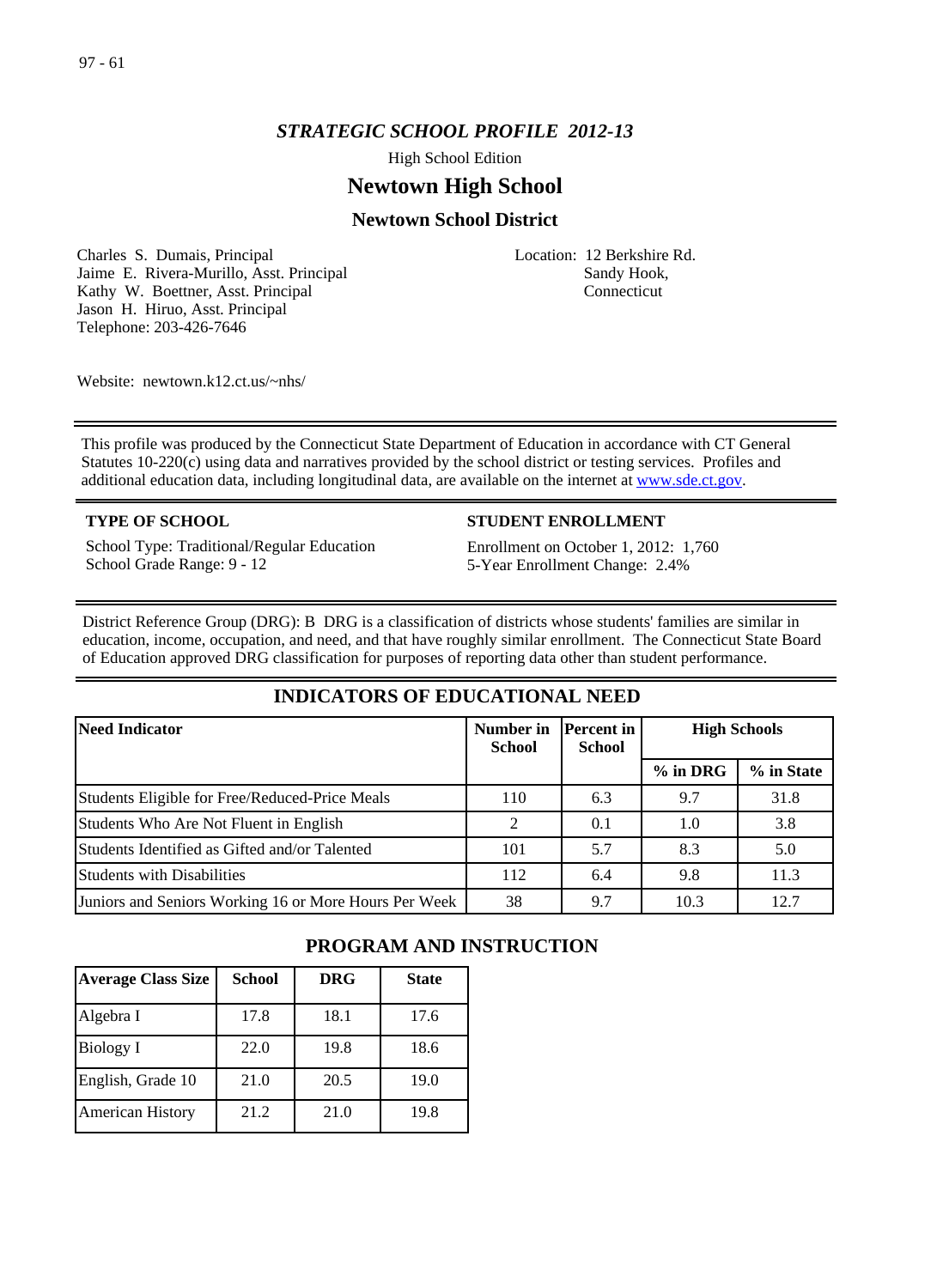# *STRATEGIC SCHOOL PROFILE 2012-13*

High School Edition

## Newtown High School

### Newtown School District

Charles S. Dumais, Principal
Jaime E. Rivera-Murillo, Asst. Principal
Kathy W. Boettner, Asst. Principal
Jason H. Hiruo, Asst. Principal
Telephone: 203-426-7646

Location: 12 Berkshire Rd.
Sandy Hook,
Connecticut

Website: newtown.k12.ct.us/~nhs/

This profile was produced by the Connecticut State Department of Education in accordance with CT General Statutes 10-220(c) using data and narratives provided by the school district or testing services. Profiles and additional education data, including longitudinal data, are available on the internet at [www.sde.ct.gov](http://www.sde.ct.gov).

**TYPE OF SCHOOL**

School Type: Traditional/Regular Education
School Grade Range: 9 - 12

**STUDENT ENROLLMENT**

Enrollment on October 1, 2012: 1,760
5-Year Enrollment Change: 2.4%

District Reference Group (DRG): B DRG is a classification of districts whose students' families are similar in education, income, occupation, and need, and that have roughly similar enrollment. The Connecticut State Board of Education approved DRG classification for purposes of reporting data other than student performance.

## INDICATORS OF EDUCATIONAL NEED

| Need Indicator | Number in School | Percent in School | High Schools | |
|---|---|---|---|---|
| | | | % in DRG | % in State |
| Students Eligible for Free/Reduced-Price Meals | 110 | 6.3 | 9.7 | 31.8 |
| Students Who Are Not Fluent in English | 2 | 0.1 | 1.0 | 3.8 |
| Students Identified as Gifted and/or Talented | 101 | 5.7 | 8.3 | 5.0 |
| Students with Disabilities | 112 | 6.4 | 9.8 | 11.3 |
| Juniors and Seniors Working 16 or More Hours Per Week | 38 | 9.7 | 10.3 | 12.7 |

## PROGRAM AND INSTRUCTION

| Average Class Size | School | DRG | State |
|---|---|---|---|
| Algebra I | 17.8 | 18.1 | 17.6 |
| Biology I | 22.0 | 19.8 | 18.6 |
| English, Grade 10 | 21.0 | 20.5 | 19.0 |
| American History | 21.2 | 21.0 | 19.8 |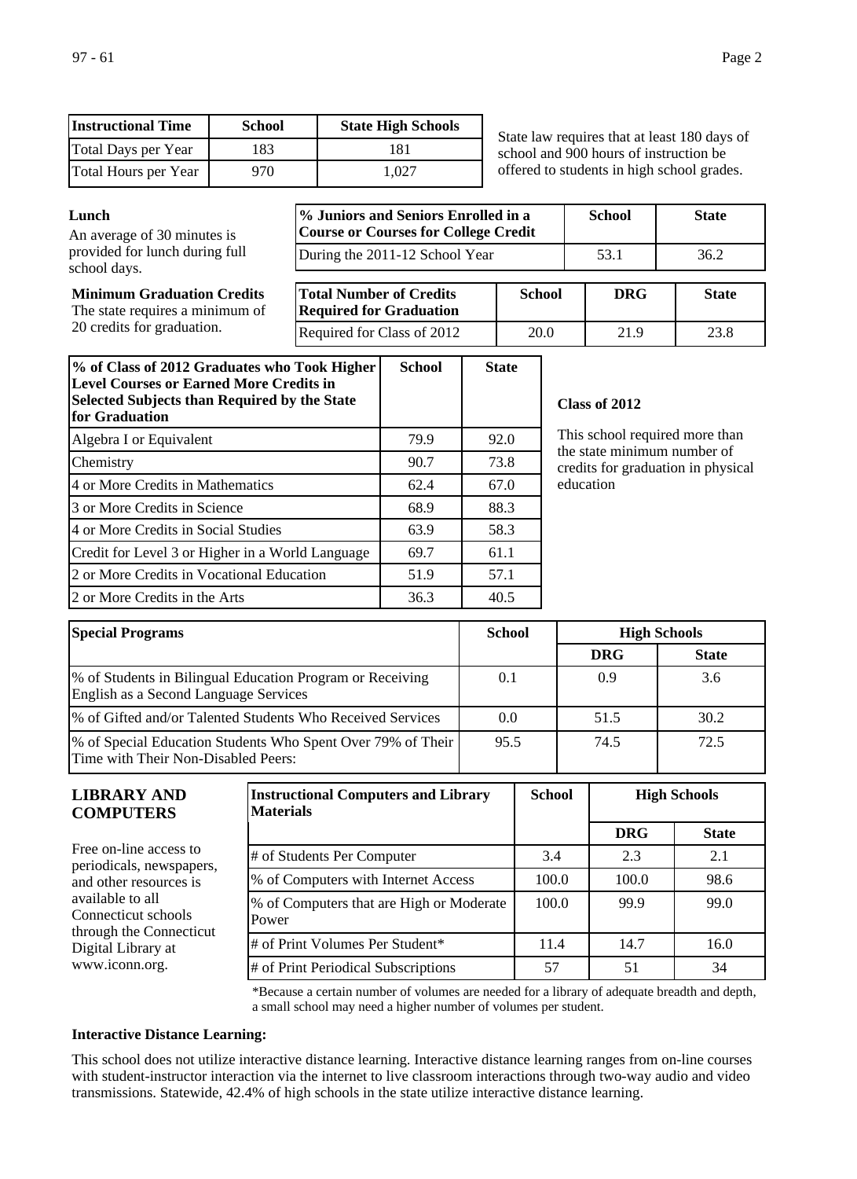| Instructional Time | School | State High Schools |
| --- | --- | --- |
| Total Days per Year | 183 | 181 |
| Total Hours per Year | 970 | 1,027 |

State law requires that at least 180 days of school and 900 hours of instruction be offered to students in high school grades.

**Lunch**

An average of 30 minutes is provided for lunch during full school days.

**Minimum Graduation Credits**

The state requires a minimum of 20 credits for graduation.

| % Juniors and Seniors Enrolled in a Course or Courses for College Credit | School | State |
| --- | --- | --- |
| During the 2011-12 School Year | 53.1 | 36.2 |

| Total Number of Credits Required for Graduation | School | DRG | State |
| --- | --- | --- | --- |
| Required for Class of 2012 | 20.0 | 21.9 | 23.8 |

| % of Class of 2012 Graduates who Took Higher Level Courses or Earned More Credits in Selected Subjects than Required by the State for Graduation | School | State |
| --- | --- | --- |
| Algebra I or Equivalent | 79.9 | 92.0 |
| Chemistry | 90.7 | 73.8 |
| 4 or More Credits in Mathematics | 62.4 | 67.0 |
| 3 or More Credits in Science | 68.9 | 88.3 |
| 4 or More Credits in Social Studies | 63.9 | 58.3 |
| Credit for Level 3 or Higher in a World Language | 69.7 | 61.1 |
| 2 or More Credits in Vocational Education | 51.9 | 57.1 |
| 2 or More Credits in the Arts | 36.3 | 40.5 |

**Class of 2012**

This school required more than the state minimum number of credits for graduation in physical education

| Special Programs | School | High Schools | |
| --- | --- | --- | --- |
| | | DRG | State |
| % of Students in Bilingual Education Program or Receiving English as a Second Language Services | 0.1 | 0.9 | 3.6 |
| % of Gifted and/or Talented Students Who Received Services | 0.0 | 51.5 | 30.2 |
| % of Special Education Students Who Spent Over 79% of Their Time with Their Non-Disabled Peers: | 95.5 | 74.5 | 72.5 |

## LIBRARY AND COMPUTERS

Free on-line access to periodicals, newspapers, and other resources is available to all Connecticut schools through the Connecticut Digital Library at www.iconn.org.

| Instructional Computers and Library Materials | School | High Schools | |
| --- | --- | --- | --- |
| | | DRG | State |
| # of Students Per Computer | 3.4 | 2.3 | 2.1 |
| % of Computers with Internet Access | 100.0 | 100.0 | 98.6 |
| % of Computers that are High or Moderate Power | 100.0 | 99.9 | 99.0 |
| # of Print Volumes Per Student* | 11.4 | 14.7 | 16.0 |
| # of Print Periodical Subscriptions | 57 | 51 | 34 |

*Because a certain number of volumes are needed for a library of adequate breadth and depth, a small school may need a higher number of volumes per student.

**Interactive Distance Learning:**

This school does not utilize interactive distance learning. Interactive distance learning ranges from on-line courses with student-instructor interaction via the internet to live classroom interactions through two-way audio and video transmissions. Statewide, 42.4% of high schools in the state utilize interactive distance learning.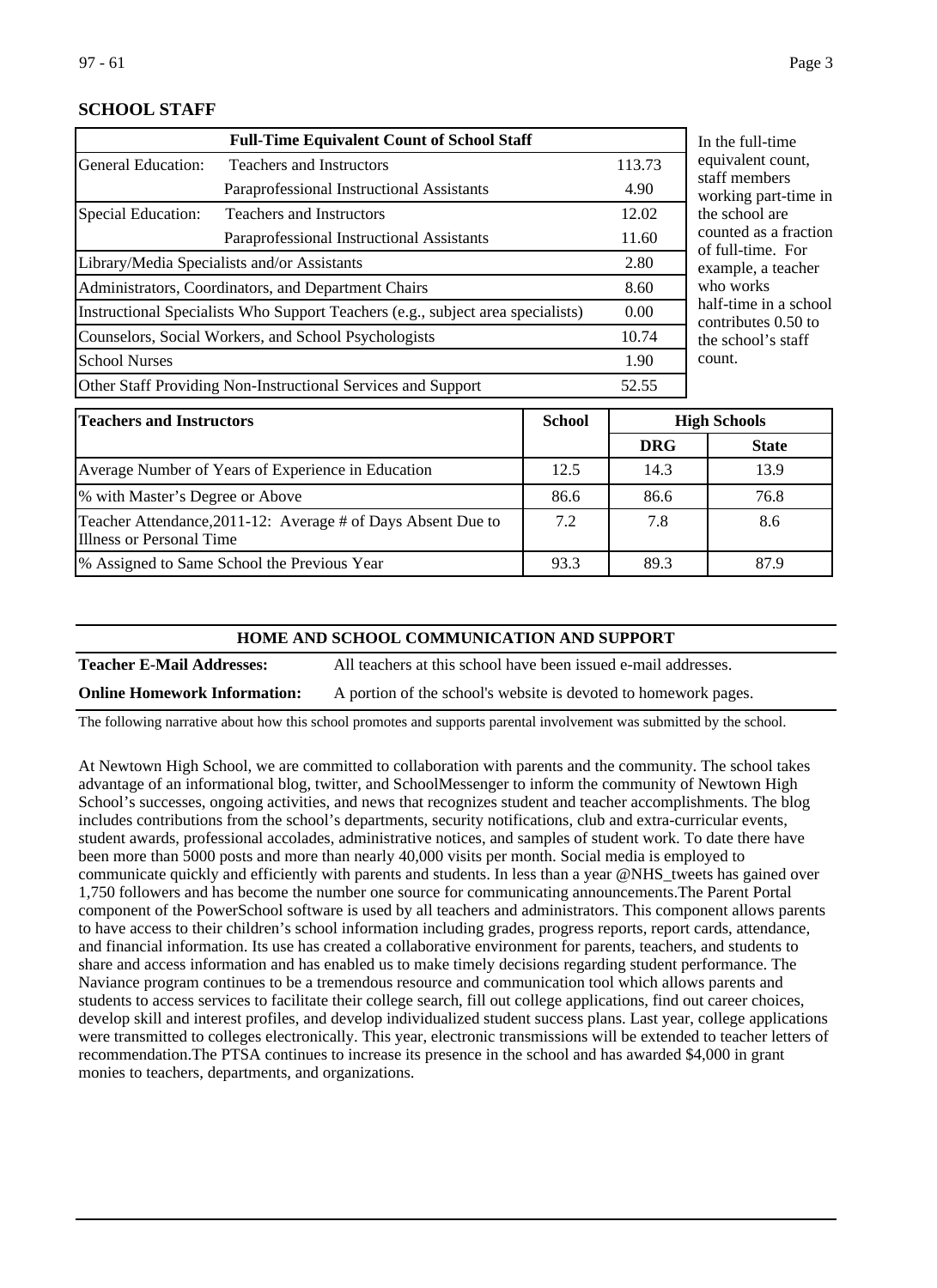## SCHOOL STAFF

| Full-Time Equivalent Count of School Staff | | |
|---|---|---|
| General Education: | Teachers and Instructors | 113.73 |
| | Paraprofessional Instructional Assistants | 4.90 |
| Special Education: | Teachers and Instructors | 12.02 |
| | Paraprofessional Instructional Assistants | 11.60 |
| Library/Media Specialists and/or Assistants | | 2.80 |
| Administrators, Coordinators, and Department Chairs | | 8.60 |
| Instructional Specialists Who Support Teachers (e.g., subject area specialists) | | 0.00 |
| Counselors, Social Workers, and School Psychologists | | 10.74 |
| School Nurses | | 1.90 |
| Other Staff Providing Non-Instructional Services and Support | | 52.55 |

In the full-time equivalent count, staff members working part-time in the school are counted as a fraction of full-time. For example, a teacher who works half-time in a school contributes 0.50 to the school's staff count.

| Teachers and Instructors | School | High Schools | |
|---|---|---|---|
| | | DRG | State |
| Average Number of Years of Experience in Education | 12.5 | 14.3 | 13.9 |
| % with Master's Degree or Above | 86.6 | 86.6 | 76.8 |
| Teacher Attendance,2011-12: Average # of Days Absent Due to Illness or Personal Time | 7.2 | 7.8 | 8.6 |
| % Assigned to Same School the Previous Year | 93.3 | 89.3 | 87.9 |

## HOME AND SCHOOL COMMUNICATION AND SUPPORT

**Teacher E-Mail Addresses:** All teachers at this school have been issued e-mail addresses.

**Online Homework Information:** A portion of the school's website is devoted to homework pages.

The following narrative about how this school promotes and supports parental involvement was submitted by the school.

At Newtown High School, we are committed to collaboration with parents and the community. The school takes advantage of an informational blog, twitter, and SchoolMessenger to inform the community of Newtown High School's successes, ongoing activities, and news that recognizes student and teacher accomplishments. The blog includes contributions from the school's departments, security notifications, club and extra-curricular events, student awards, professional accolades, administrative notices, and samples of student work. To date there have been more than 5000 posts and more than nearly 40,000 visits per month. Social media is employed to communicate quickly and efficiently with parents and students. In less than a year @NHS_tweets has gained over 1,750 followers and has become the number one source for communicating announcements.The Parent Portal component of the PowerSchool software is used by all teachers and administrators. This component allows parents to have access to their children's school information including grades, progress reports, report cards, attendance, and financial information. Its use has created a collaborative environment for parents, teachers, and students to share and access information and has enabled us to make timely decisions regarding student performance. The Naviance program continues to be a tremendous resource and communication tool which allows parents and students to access services to facilitate their college search, fill out college applications, find out career choices, develop skill and interest profiles, and develop individualized student success plans. Last year, college applications were transmitted to colleges electronically. This year, electronic transmissions will be extended to teacher letters of recommendation.The PTSA continues to increase its presence in the school and has awarded $4,000 in grant monies to teachers, departments, and organizations.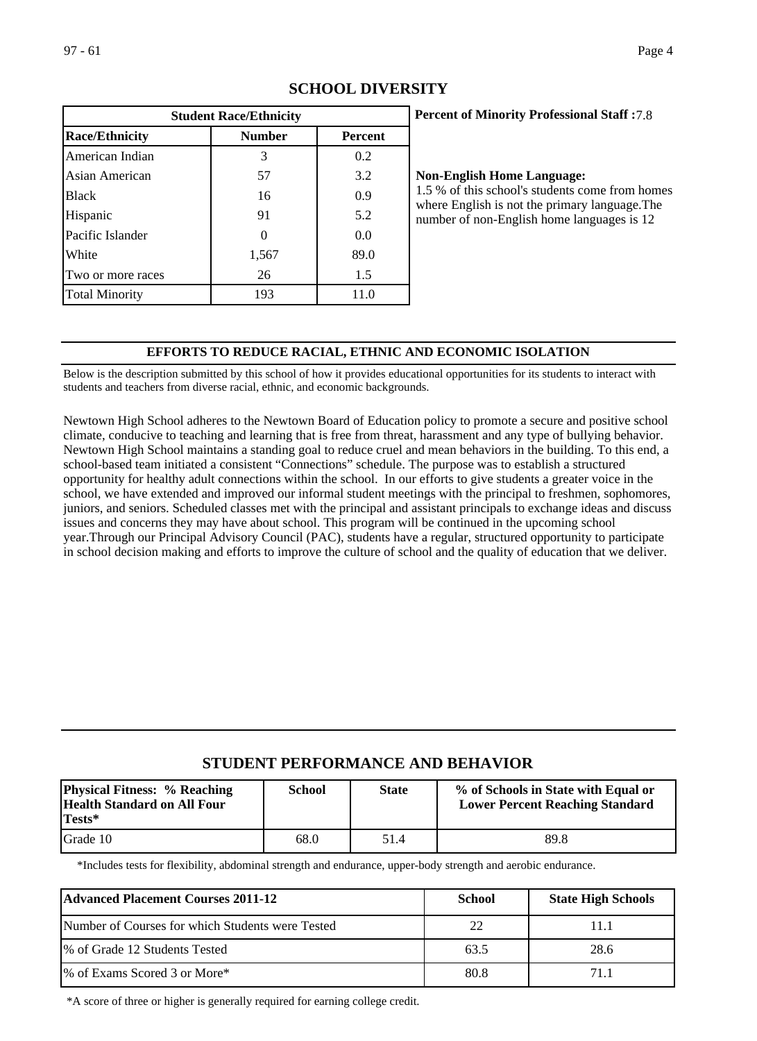## SCHOOL DIVERSITY

| Student Race/Ethnicity | | |
|---|---|---|
| **Race/Ethnicity** | **Number** | **Percent** |
| American Indian | 3 | 0.2 |
| Asian American | 57 | 3.2 |
| Black | 16 | 0.9 |
| Hispanic | 91 | 5.2 |
| Pacific Islander | 0 | 0.0 |
| White | 1,567 | 89.0 |
| Two or more races | 26 | 1.5 |
| Total Minority | 193 | 11.0 |

**Percent of Minority Professional Staff :**7.8

**Non-English Home Language:**
1.5 % of this school's students come from homes where English is not the primary language.The number of non-English home languages is 12

### EFFORTS TO REDUCE RACIAL, ETHNIC AND ECONOMIC ISOLATION

Below is the description submitted by this school of how it provides educational opportunities for its students to interact with students and teachers from diverse racial, ethnic, and economic backgrounds.

Newtown High School adheres to the Newtown Board of Education policy to promote a secure and positive school climate, conducive to teaching and learning that is free from threat, harassment and any type of bullying behavior. Newtown High School maintains a standing goal to reduce cruel and mean behaviors in the building. To this end, a school-based team initiated a consistent "Connections" schedule. The purpose was to establish a structured opportunity for healthy adult connections within the school. In our efforts to give students a greater voice in the school, we have extended and improved our informal student meetings with the principal to freshmen, sophomores, juniors, and seniors. Scheduled classes met with the principal and assistant principals to exchange ideas and discuss issues and concerns they may have about school. This program will be continued in the upcoming school year.Through our Principal Advisory Council (PAC), students have a regular, structured opportunity to participate in school decision making and efforts to improve the culture of school and the quality of education that we deliver.

## STUDENT PERFORMANCE AND BEHAVIOR

| Physical Fitness: % Reaching Health Standard on All Four Tests* | School | State | % of Schools in State with Equal or Lower Percent Reaching Standard |
|---|---|---|---|
| Grade 10 | 68.0 | 51.4 | 89.8 |

*Includes tests for flexibility, abdominal strength and endurance, upper-body strength and aerobic endurance.

| Advanced Placement Courses 2011-12 | School | State High Schools |
|---|---|---|
| Number of Courses for which Students were Tested | 22 | 11.1 |
| % of Grade 12 Students Tested | 63.5 | 28.6 |
| % of Exams Scored 3 or More* | 80.8 | 71.1 |

*A score of three or higher is generally required for earning college credit.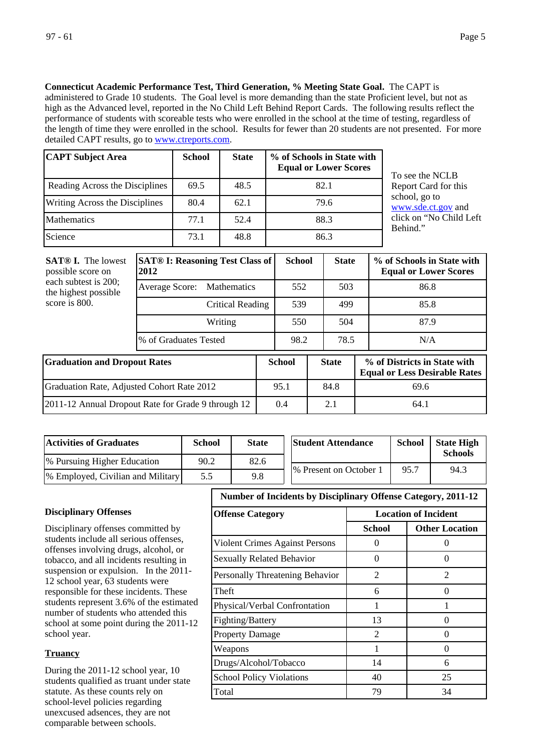**Connecticut Academic Performance Test, Third Generation, % Meeting State Goal.** The CAPT is administered to Grade 10 students. The Goal level is more demanding than the state Proficient level, but not as high as the Advanced level, reported in the No Child Left Behind Report Cards. The following results reflect the performance of students with scoreable tests who were enrolled in the school at the time of testing, regardless of the length of time they were enrolled in the school. Results for fewer than 20 students are not presented. For more detailed CAPT results, go to www.ctreports.com.

| CAPT Subject Area | School | State | % of Schools in State with Equal or Lower Scores |
|---|---|---|---|
| Reading Across the Disciplines | 69.5 | 48.5 | 82.1 |
| Writing Across the Disciplines | 80.4 | 62.1 | 79.6 |
| Mathematics | 77.1 | 52.4 | 88.3 |
| Science | 73.1 | 48.8 | 86.3 |

To see the NCLB Report Card for this school, go to www.sde.ct.gov and click on "No Child Left Behind."

**SAT® I.** The lowest possible score on each subtest is 200; the highest possible score is 800.

| SAT® I: Reasoning Test Class of 2012 | | School | State | % of Schools in State with Equal or Lower Scores |
|---|---|---|---|---|
| Average Score: | Mathematics | 552 | 503 | 86.8 |
| | Critical Reading | 539 | 499 | 85.8 |
| | Writing | 550 | 504 | 87.9 |
| % of Graduates Tested | | 98.2 | 78.5 | N/A |

| Graduation and Dropout Rates | School | State | % of Districts in State with Equal or Less Desirable Rates |
|---|---|---|---|
| Graduation Rate, Adjusted Cohort Rate 2012 | 95.1 | 84.8 | 69.6 |
| 2011-12 Annual Dropout Rate for Grade 9 through 12 | 0.4 | 2.1 | 64.1 |

| Activities of Graduates | School | State |
|---|---|---|
| % Pursuing Higher Education | 90.2 | 82.6 |
| % Employed, Civilian and Military | 5.5 | 9.8 |

| Student Attendance | School | State High Schools |
|---|---|---|
| % Present on October 1 | 95.7 | 94.3 |

**Disciplinary Offenses**

Disciplinary offenses committed by students include all serious offenses, offenses involving drugs, alcohol, or tobacco, and all incidents resulting in suspension or expulsion. In the 2011-12 school year, 63 students were responsible for these incidents. These students represent 3.6% of the estimated number of students who attended this school at some point during the 2011-12 school year.

**Number of Incidents by Disciplinary Offense Category, 2011-12**

| Offense Category | Location of Incident | |
|---|---|---|
| | School | Other Location |
| Violent Crimes Against Persons | 0 | 0 |
| Sexually Related Behavior | 0 | 0 |
| Personally Threatening Behavior | 2 | 2 |
| Theft | 6 | 0 |
| Physical/Verbal Confrontation | 1 | 1 |
| Fighting/Battery | 13 | 0 |
| Property Damage | 2 | 0 |
| Weapons | 1 | 0 |
| Drugs/Alcohol/Tobacco | 14 | 6 |
| School Policy Violations | 40 | 25 |
| Total | 79 | 34 |

**Truancy**

During the 2011-12 school year, 10 students qualified as truant under state statute. As these counts rely on school-level policies regarding unexcused adsences, they are not comparable between schools.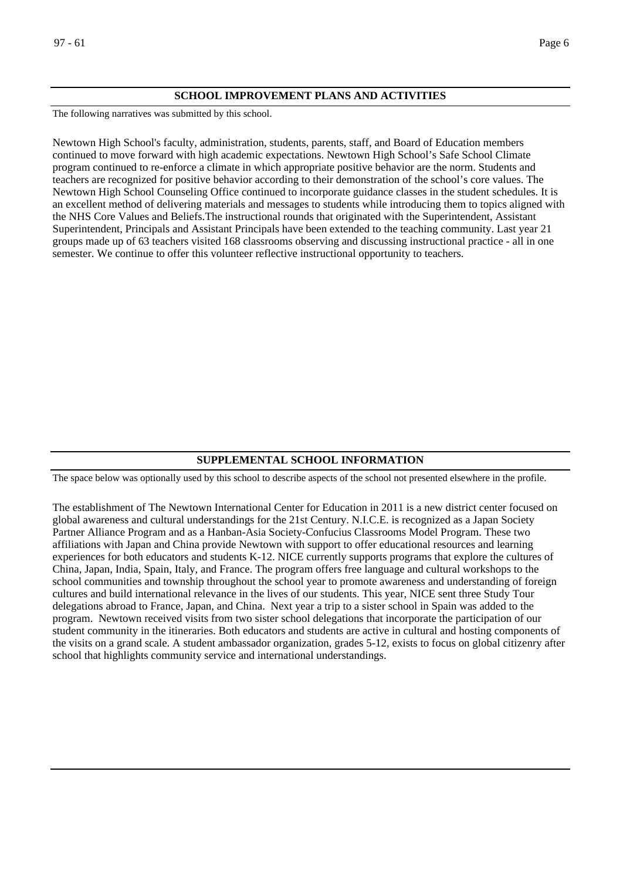## SCHOOL IMPROVEMENT PLANS AND ACTIVITIES

The following narratives was submitted by this school.

Newtown High School's faculty, administration, students, parents, staff, and Board of Education members continued to move forward with high academic expectations. Newtown High School's Safe School Climate program continued to re-enforce a climate in which appropriate positive behavior are the norm. Students and teachers are recognized for positive behavior according to their demonstration of the school's core values. The Newtown High School Counseling Office continued to incorporate guidance classes in the student schedules. It is an excellent method of delivering materials and messages to students while introducing them to topics aligned with the NHS Core Values and Beliefs.The instructional rounds that originated with the Superintendent, Assistant Superintendent, Principals and Assistant Principals have been extended to the teaching community. Last year 21 groups made up of 63 teachers visited 168 classrooms observing and discussing instructional practice - all in one semester. We continue to offer this volunteer reflective instructional opportunity to teachers.

## SUPPLEMENTAL SCHOOL INFORMATION

The space below was optionally used by this school to describe aspects of the school not presented elsewhere in the profile.

The establishment of The Newtown International Center for Education in 2011 is a new district center focused on global awareness and cultural understandings for the 21st Century. N.I.C.E. is recognized as a Japan Society Partner Alliance Program and as a Hanban-Asia Society-Confucius Classrooms Model Program. These two affiliations with Japan and China provide Newtown with support to offer educational resources and learning experiences for both educators and students K-12. NICE currently supports programs that explore the cultures of China, Japan, India, Spain, Italy, and France. The program offers free language and cultural workshops to the school communities and township throughout the school year to promote awareness and understanding of foreign cultures and build international relevance in the lives of our students. This year, NICE sent three Study Tour delegations abroad to France, Japan, and China. Next year a trip to a sister school in Spain was added to the program. Newtown received visits from two sister school delegations that incorporate the participation of our student community in the itineraries. Both educators and students are active in cultural and hosting components of the visits on a grand scale. A student ambassador organization, grades 5-12, exists to focus on global citizenry after school that highlights community service and international understandings.